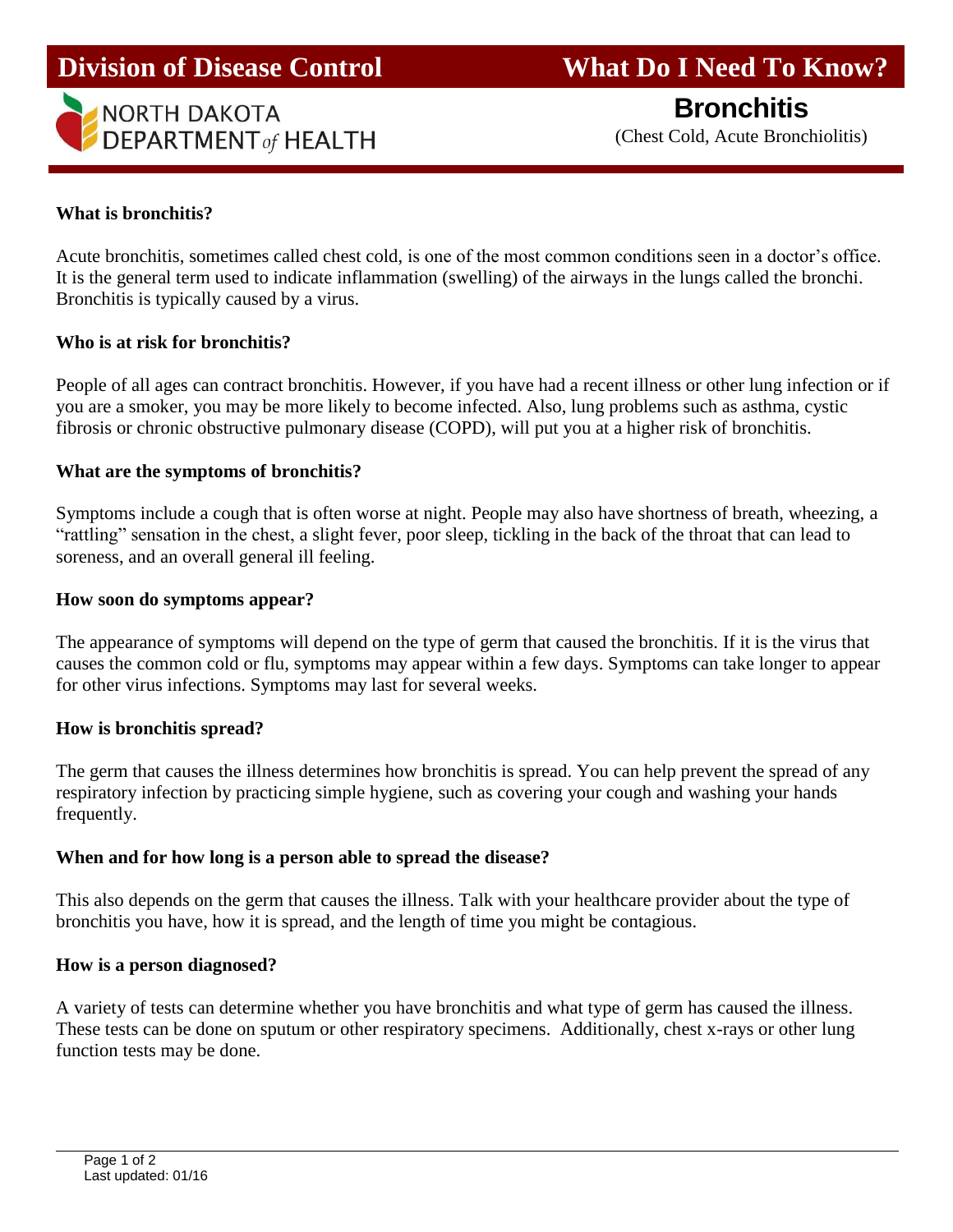# Division of Disease Control

NORTH DAKOTA DEPARTMENT *of* HEALTH

# What Do I Need To Know?

## Bronchitis

(Chest Cold, Acute Bronchiolitis)

**What is bronchitis?**

Acute bronchitis, sometimes called chest cold, is one of the most common conditions seen in a doctor's office. It is the general term used to indicate inflammation (swelling) of the airways in the lungs called the bronchi. Bronchitis is typically caused by a virus.

**Who is at risk for bronchitis?**

People of all ages can contract bronchitis. However, if you have had a recent illness or other lung infection or if you are a smoker, you may be more likely to become infected. Also, lung problems such as asthma, cystic fibrosis or chronic obstructive pulmonary disease (COPD), will put you at a higher risk of bronchitis.

**What are the symptoms of bronchitis?**

Symptoms include a cough that is often worse at night. People may also have shortness of breath, wheezing, a "rattling" sensation in the chest, a slight fever, poor sleep, tickling in the back of the throat that can lead to soreness, and an overall general ill feeling.

**How soon do symptoms appear?**

The appearance of symptoms will depend on the type of germ that caused the bronchitis. If it is the virus that causes the common cold or flu, symptoms may appear within a few days. Symptoms can take longer to appear for other virus infections. Symptoms may last for several weeks.

**How is bronchitis spread?**

The germ that causes the illness determines how bronchitis is spread. You can help prevent the spread of any respiratory infection by practicing simple hygiene, such as covering your cough and washing your hands frequently.

**When and for how long is a person able to spread the disease?**

This also depends on the germ that causes the illness. Talk with your healthcare provider about the type of bronchitis you have, how it is spread, and the length of time you might be contagious.

**How is a person diagnosed?**

A variety of tests can determine whether you have bronchitis and what type of germ has caused the illness. These tests can be done on sputum or other respiratory specimens. Additionally, chest x-rays or other lung function tests may be done.

Last updated: 01/16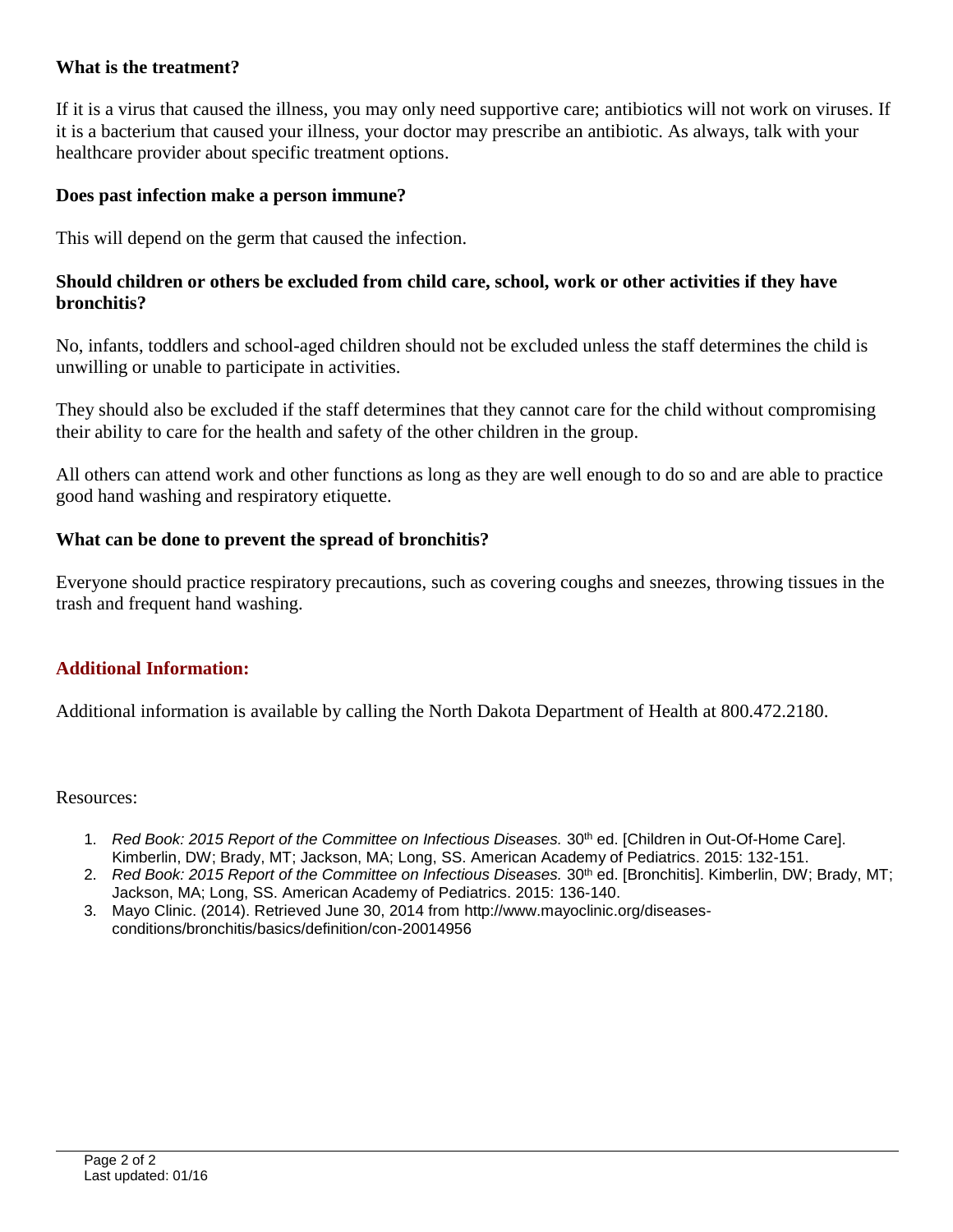### What is the treatment?

If it is a virus that caused the illness, you may only need supportive care; antibiotics will not work on viruses. If it is a bacterium that caused your illness, your doctor may prescribe an antibiotic. As always, talk with your healthcare provider about specific treatment options.

### Does past infection make a person immune?

This will depend on the germ that caused the infection.

### Should children or others be excluded from child care, school, work or other activities if they have bronchitis?

No, infants, toddlers and school-aged children should not be excluded unless the staff determines the child is unwilling or unable to participate in activities.

They should also be excluded if the staff determines that they cannot care for the child without compromising their ability to care for the health and safety of the other children in the group.

All others can attend work and other functions as long as they are well enough to do so and are able to practice good hand washing and respiratory etiquette.

### What can be done to prevent the spread of bronchitis?

Everyone should practice respiratory precautions, such as covering coughs and sneezes, throwing tissues in the trash and frequent hand washing.

## Additional Information:

Additional information is available by calling the North Dakota Department of Health at 800.472.2180.

Resources:

1. *Red Book: 2015 Report of the Committee on Infectious Diseases.* 30th ed. [Children in Out-Of-Home Care]. Kimberlin, DW; Brady, MT; Jackson, MA; Long, SS. American Academy of Pediatrics. 2015: 132-151.
2. *Red Book: 2015 Report of the Committee on Infectious Diseases.* 30th ed. [Bronchitis]. Kimberlin, DW; Brady, MT; Jackson, MA; Long, SS. American Academy of Pediatrics. 2015: 136-140.
3. Mayo Clinic. (2014). Retrieved June 30, 2014 from http://www.mayoclinic.org/diseases-conditions/bronchitis/basics/definition/con-20014956

Last updated: 01/16